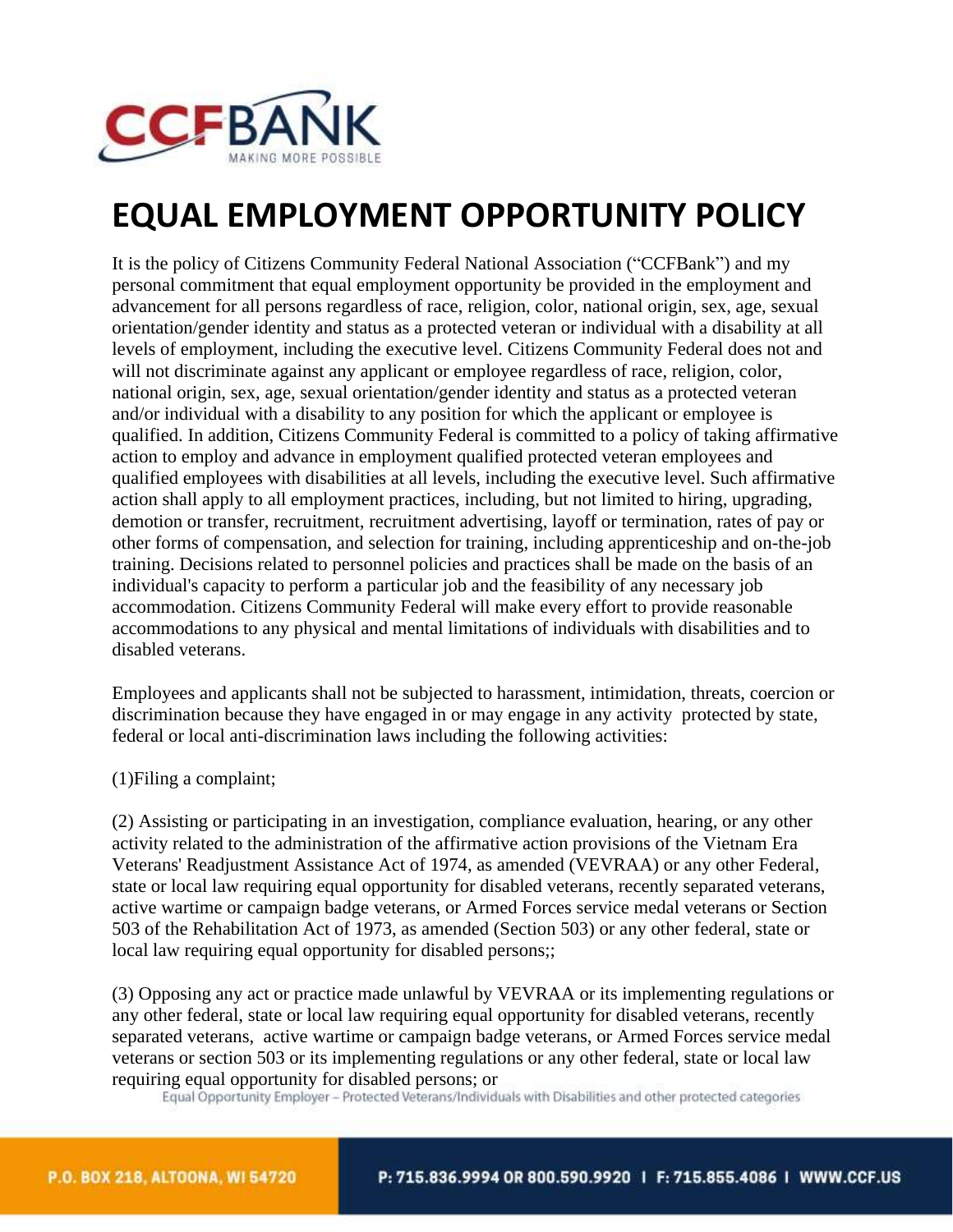# EQUAL EMPLOYMENT OPPORTUNITY POLICY

It is the policy of Citizens Community Federal National Association ("CCFBank") and my personal commitment that equal employment opportunity be provided in the employment and advancement for all persons regardless of race, religion, color, national origin, sex, age, sexual orientation/gender identity and status as a protected veteran or individual with a disability at all levels of employment, including the executive level. Citizens Community Federal does not and will not discriminate against any applicant or employee regardless of race, religion, color, national origin, sex, age, sexual orientation/gender identity and status as a protected veteran and/or individual with a disability to any position for which the applicant or employee is qualified. In addition, Citizens Community Federal is committed to a policy of taking affirmative action to employ and advance in employment qualified protected veteran employees and qualified employees with disabilities at all levels, including the executive level. Such affirmative action shall apply to all employment practices, including, but not limited to hiring, upgrading, demotion or transfer, recruitment, recruitment advertising, layoff or termination, rates of pay or other forms of compensation, and selection for training, including apprenticeship and on-the-job training. Decisions related to personnel policies and practices shall be made on the basis of an individual's capacity to perform a particular job and the feasibility of any necessary job accommodation. Citizens Community Federal will make every effort to provide reasonable accommodations to any physical and mental limitations of individuals with disabilities and to disabled veterans.

Employees and applicants shall not be subjected to harassment, intimidation, threats, coercion or discrimination because they have engaged in or may engage in any activity protected by state, federal or local anti-discrimination laws including the following activities:

(1)Filing a complaint;

(2) Assisting or participating in an investigation, compliance evaluation, hearing, or any other activity related to the administration of the affirmative action provisions of the Vietnam Era Veterans' Readjustment Assistance Act of 1974, as amended (VEVRAA) or any other Federal, state or local law requiring equal opportunity for disabled veterans, recently separated veterans, active wartime or campaign badge veterans, or Armed Forces service medal veterans or Section 503 of the Rehabilitation Act of 1973, as amended (Section 503) or any other federal, state or local law requiring equal opportunity for disabled persons;;

(3) Opposing any act or practice made unlawful by VEVRAA or its implementing regulations or any other federal, state or local law requiring equal opportunity for disabled veterans, recently separated veterans, active wartime or campaign badge veterans, or Armed Forces service medal veterans or section 503 or its implementing regulations or any other federal, state or local law requiring equal opportunity for disabled persons; or

Equal Opportunity Employer – Protected Veterans/Individuals with Disabilities and other protected categories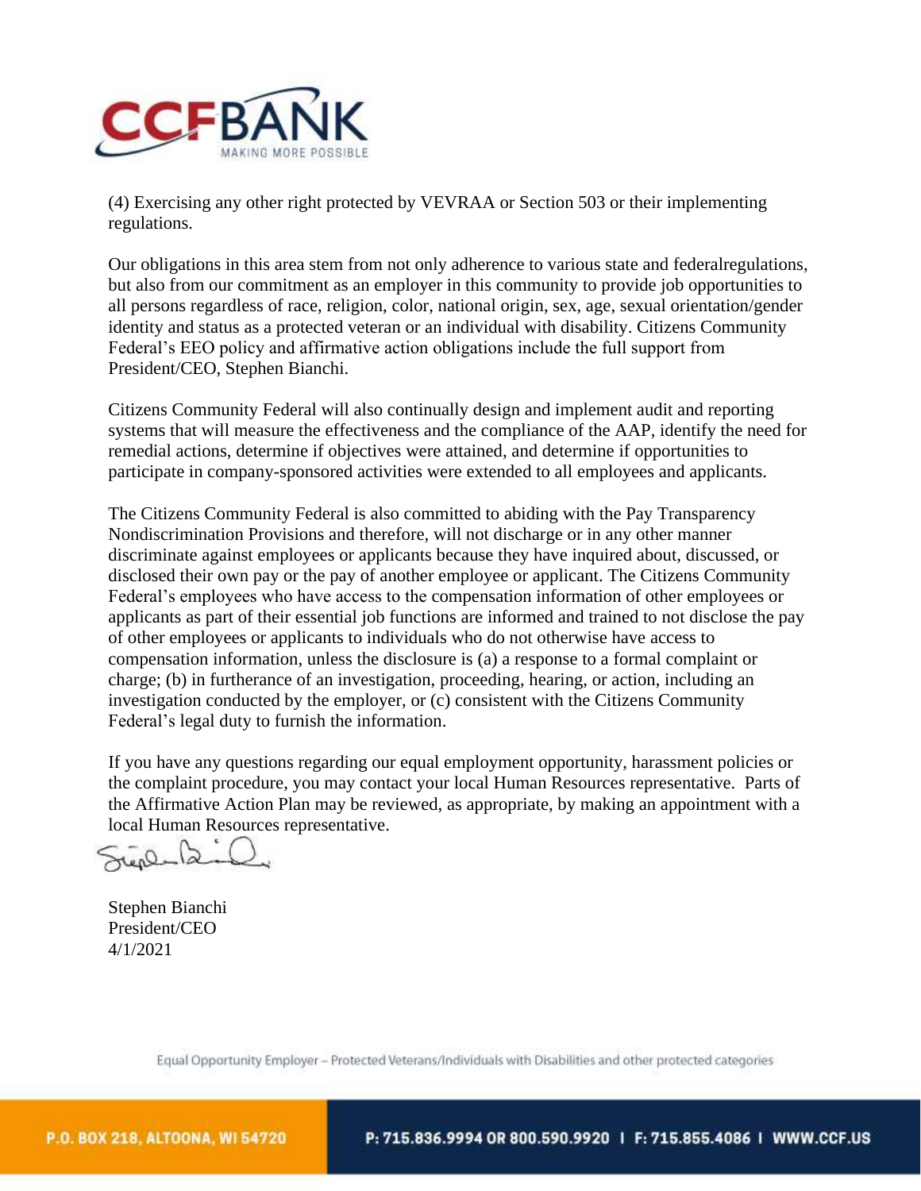(4) Exercising any other right protected by VEVRAA or Section 503 or their implementing regulations.

Our obligations in this area stem from not only adherence to various state and federalregulations, but also from our commitment as an employer in this community to provide job opportunities to all persons regardless of race, religion, color, national origin, sex, age, sexual orientation/gender identity and status as a protected veteran or an individual with disability. Citizens Community Federal's EEO policy and affirmative action obligations include the full support from President/CEO, Stephen Bianchi.

Citizens Community Federal will also continually design and implement audit and reporting systems that will measure the effectiveness and the compliance of the AAP, identify the need for remedial actions, determine if objectives were attained, and determine if opportunities to participate in company-sponsored activities were extended to all employees and applicants.

The Citizens Community Federal is also committed to abiding with the Pay Transparency Nondiscrimination Provisions and therefore, will not discharge or in any other manner discriminate against employees or applicants because they have inquired about, discussed, or disclosed their own pay or the pay of another employee or applicant. The Citizens Community Federal's employees who have access to the compensation information of other employees or applicants as part of their essential job functions are informed and trained to not disclose the pay of other employees or applicants to individuals who do not otherwise have access to compensation information, unless the disclosure is (a) a response to a formal complaint or charge; (b) in furtherance of an investigation, proceeding, hearing, or action, including an investigation conducted by the employer, or (c) consistent with the Citizens Community Federal's legal duty to furnish the information.

If you have any questions regarding our equal employment opportunity, harassment policies or the complaint procedure, you may contact your local Human Resources representative. Parts of the Affirmative Action Plan may be reviewed, as appropriate, by making an appointment with a local Human Resources representative.

Stephen Bianchi
President/CEO
4/1/2021

Equal Opportunity Employer – Protected Veterans/Individuals with Disabilities and other protected categories

P.O. BOX 218, ALTOONA, WI 54720 P: 715.836.9994 OR 800.590.9920 | F: 715.855.4086 | WWW.CCF.US